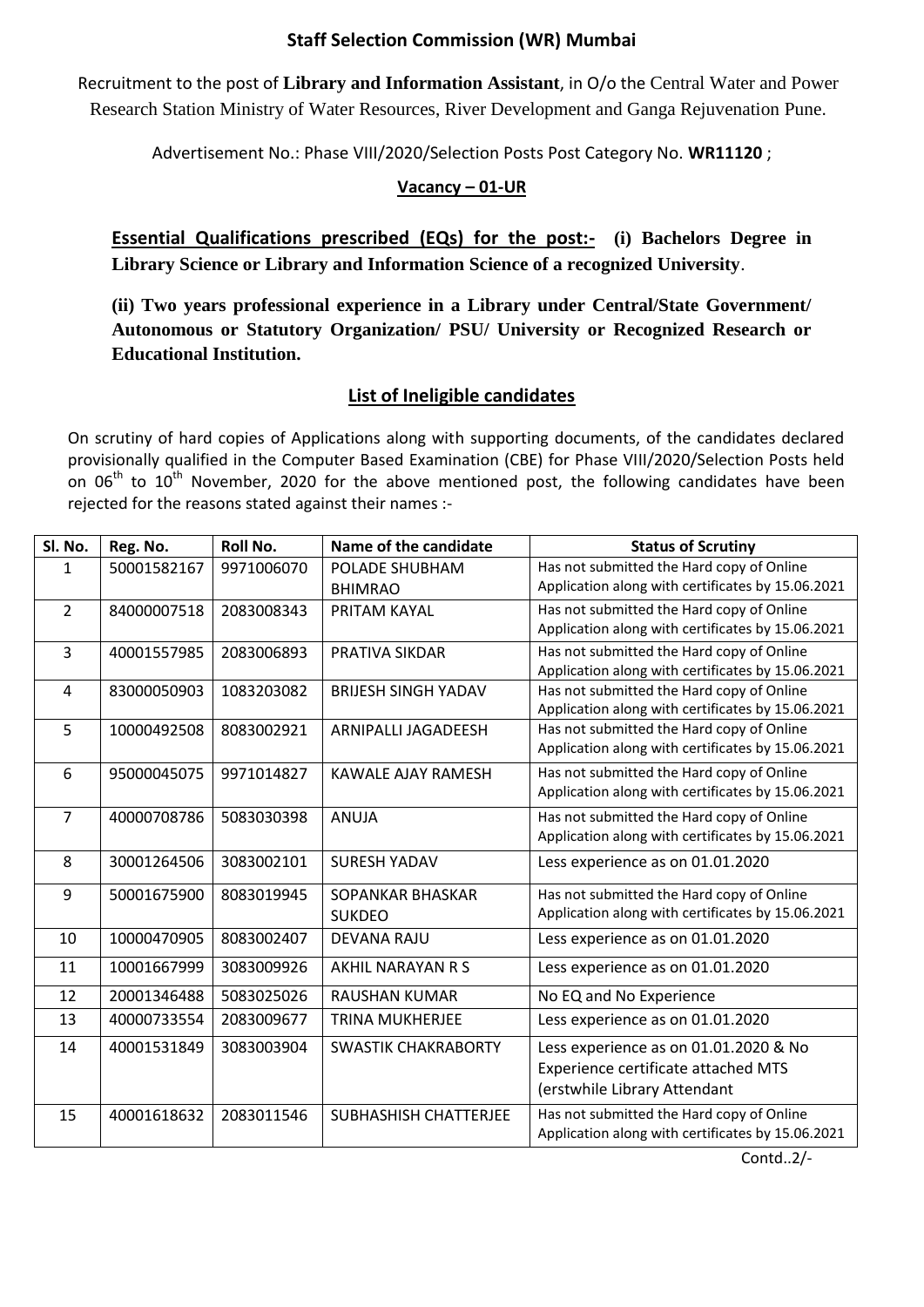## Staff Selection Commission (WR) Mumbai

Recruitment to the post of **Library and Information Assistant**, in O/o the Central Water and Power Research Station Ministry of Water Resources, River Development and Ganga Rejuvenation Pune.

Advertisement No.: Phase VIII/2020/Selection Posts Post Category No. **WR11120** ;

**Vacancy – 01-UR**

**Essential Qualifications prescribed (EQs) for the post:- (i) Bachelors Degree in Library Science or Library and Information Science of a recognized University**.

**(ii) Two years professional experience in a Library under Central/State Government/ Autonomous or Statutory Organization/ PSU/ University or Recognized Research or Educational Institution.**

### List of Ineligible candidates

On scrutiny of hard copies of Applications along with supporting documents, of the candidates declared provisionally qualified in the Computer Based Examination (CBE) for Phase VIII/2020/Selection Posts held on 06th to 10th November, 2020 for the above mentioned post, the following candidates have been rejected for the reasons stated against their names :-

| Sl. No. | Reg. No. | Roll No. | Name of the candidate | Status of Scrutiny |
|---|---|---|---|---|
| 1 | 50001582167 | 9971006070 | POLADE SHUBHAM BHIMRAO | Has not submitted the Hard copy of Online Application along with certificates by 15.06.2021 |
| 2 | 84000007518 | 2083008343 | PRITAM KAYAL | Has not submitted the Hard copy of Online Application along with certificates by 15.06.2021 |
| 3 | 40001557985 | 2083006893 | PRATIVA SIKDAR | Has not submitted the Hard copy of Online Application along with certificates by 15.06.2021 |
| 4 | 83000050903 | 1083203082 | BRIJESH SINGH YADAV | Has not submitted the Hard copy of Online Application along with certificates by 15.06.2021 |
| 5 | 10000492508 | 8083002921 | ARNIPALLI JAGADEESH | Has not submitted the Hard copy of Online Application along with certificates by 15.06.2021 |
| 6 | 95000045075 | 9971014827 | KAWALE AJAY RAMESH | Has not submitted the Hard copy of Online Application along with certificates by 15.06.2021 |
| 7 | 40000708786 | 5083030398 | ANUJA | Has not submitted the Hard copy of Online Application along with certificates by 15.06.2021 |
| 8 | 30001264506 | 3083002101 | SURESH YADAV | Less experience as on 01.01.2020 |
| 9 | 50001675900 | 8083019945 | SOPANKAR BHASKAR SUKDEO | Has not submitted the Hard copy of Online Application along with certificates by 15.06.2021 |
| 10 | 10000470905 | 8083002407 | DEVANA RAJU | Less experience as on 01.01.2020 |
| 11 | 10001667999 | 3083009926 | AKHIL NARAYAN R S | Less experience as on 01.01.2020 |
| 12 | 20001346488 | 5083025026 | RAUSHAN KUMAR | No EQ and No Experience |
| 13 | 40000733554 | 2083009677 | TRINA MUKHERJEE | Less experience as on 01.01.2020 |
| 14 | 40001531849 | 3083003904 | SWASTIK CHAKRABORTY | Less experience as on 01.01.2020 & No Experience certificate attached MTS (erstwhile Library Attendant |
| 15 | 40001618632 | 2083011546 | SUBHASHISH CHATTERJEE | Has not submitted the Hard copy of Online Application along with certificates by 15.06.2021 |

Contd..2/-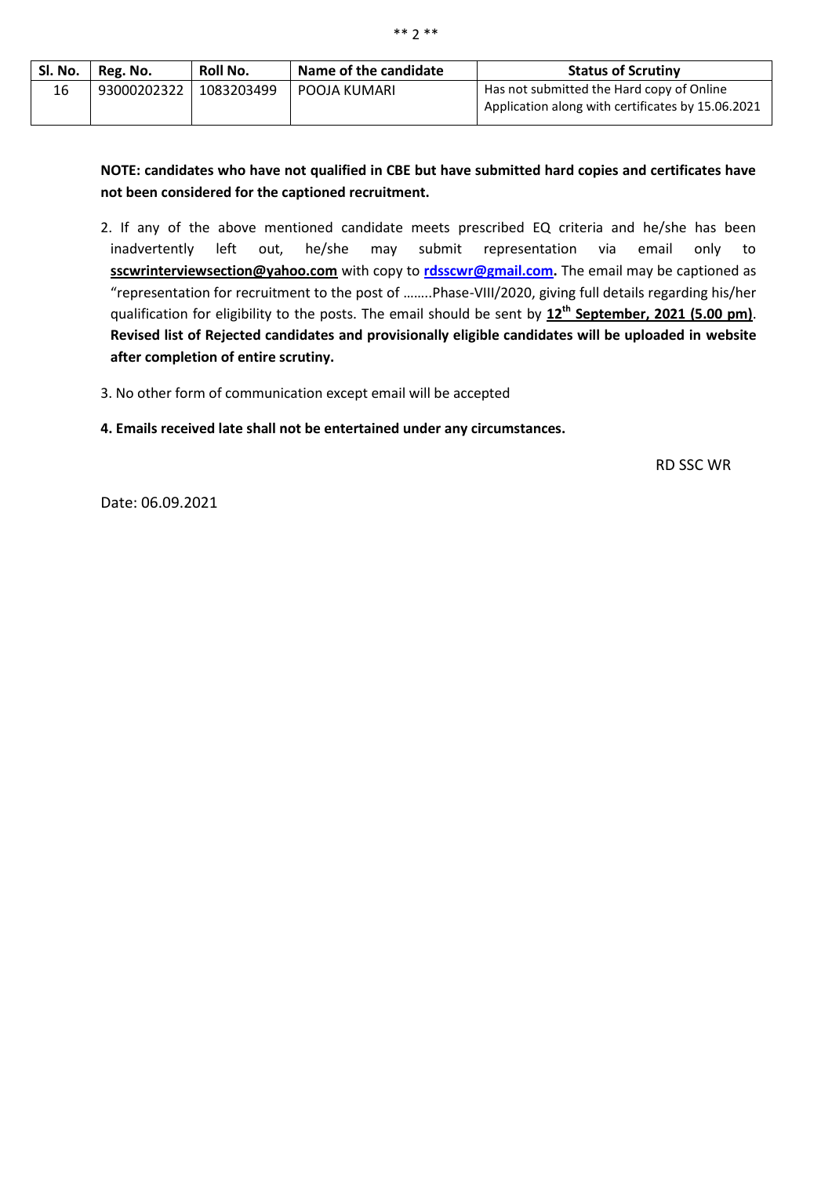| Sl. No. | Reg. No. | Roll No. | Name of the candidate | Status of Scrutiny |
|---|---|---|---|---|
| 16 | 93000202322 | 1083203499 | POOJA KUMARI | Has not submitted the Hard copy of Online Application along with certificates by 15.06.2021 |

**NOTE: candidates who have not qualified in CBE but have submitted hard copies and certificates have not been considered for the captioned recruitment.**

2. If any of the above mentioned candidate meets prescribed EQ criteria and he/she has been inadvertently left out, he/she may submit representation via email only to **sscwrinterviewsection@yahoo.com** with copy to **rdsscwr@gmail.com.** The email may be captioned as "representation for recruitment to the post of ……..Phase-VIII/2020, giving full details regarding his/her qualification for eligibility to the posts. The email should be sent by **12th September, 2021 (5.00 pm)**. **Revised list of Rejected candidates and provisionally eligible candidates will be uploaded in website after completion of entire scrutiny.**

3. No other form of communication except email will be accepted

**4. Emails received late shall not be entertained under any circumstances.**

RD SSC WR

Date: 06.09.2021